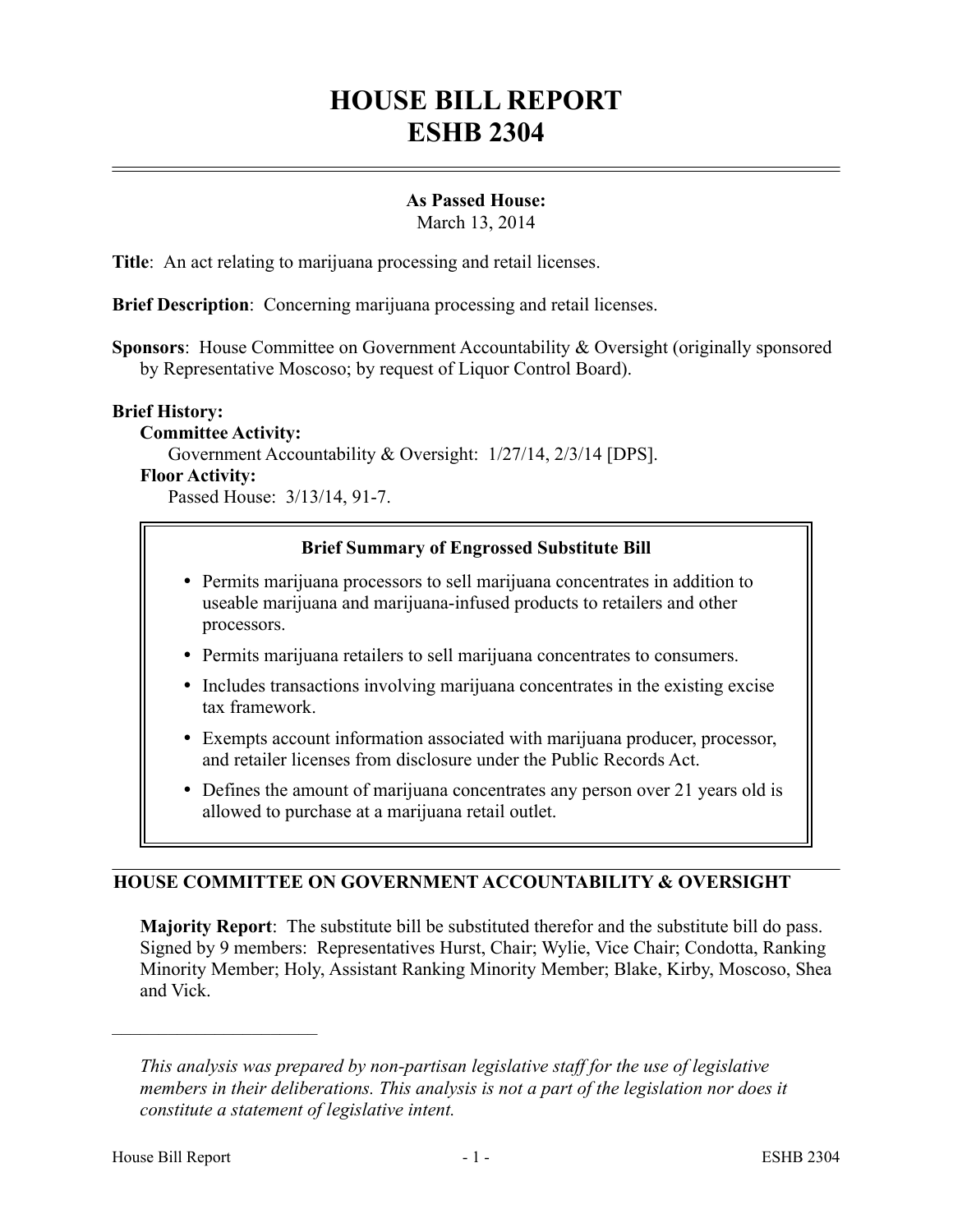# HOUSE BILL REPORT
# ESHB 2304

**As Passed House:**
March 13, 2014

**Title**: An act relating to marijuana processing and retail licenses.

**Brief Description**: Concerning marijuana processing and retail licenses.

**Sponsors**: House Committee on Government Accountability & Oversight (originally sponsored by Representative Moscoso; by request of Liquor Control Board).

**Brief History:**

**Committee Activity:**

Government Accountability & Oversight: 1/27/14, 2/3/14 [DPS].

**Floor Activity:**

Passed House: 3/13/14, 91-7.

**Brief Summary of Engrossed Substitute Bill**

- Permits marijuana processors to sell marijuana concentrates in addition to useable marijuana and marijuana-infused products to retailers and other processors.
- Permits marijuana retailers to sell marijuana concentrates to consumers.
- Includes transactions involving marijuana concentrates in the existing excise tax framework.
- Exempts account information associated with marijuana producer, processor, and retailer licenses from disclosure under the Public Records Act.
- Defines the amount of marijuana concentrates any person over 21 years old is allowed to purchase at a marijuana retail outlet.

## HOUSE COMMITTEE ON GOVERNMENT ACCOUNTABILITY & OVERSIGHT

**Majority Report**: The substitute bill be substituted therefor and the substitute bill do pass. Signed by 9 members: Representatives Hurst, Chair; Wylie, Vice Chair; Condotta, Ranking Minority Member; Holy, Assistant Ranking Minority Member; Blake, Kirby, Moscoso, Shea and Vick.

---

*This analysis was prepared by non-partisan legislative staff for the use of legislative members in their deliberations. This analysis is not a part of the legislation nor does it constitute a statement of legislative intent.*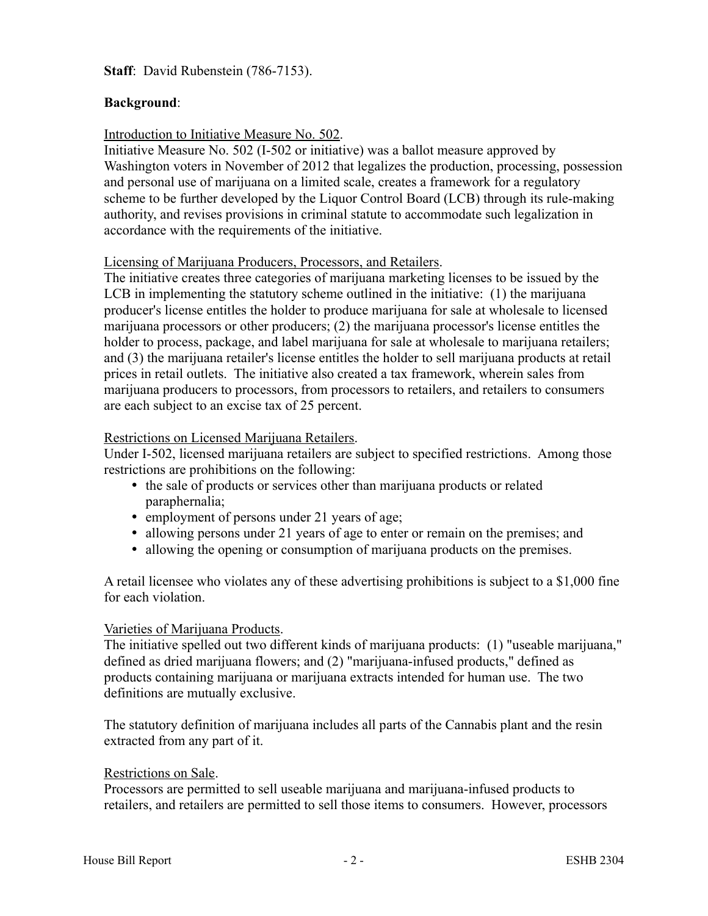**Staff**: David Rubenstein (786-7153).

**Background**:

Introduction to Initiative Measure No. 502.

Initiative Measure No. 502 (I-502 or initiative) was a ballot measure approved by Washington voters in November of 2012 that legalizes the production, processing, possession and personal use of marijuana on a limited scale, creates a framework for a regulatory scheme to be further developed by the Liquor Control Board (LCB) through its rule-making authority, and revises provisions in criminal statute to accommodate such legalization in accordance with the requirements of the initiative.

Licensing of Marijuana Producers, Processors, and Retailers.

The initiative creates three categories of marijuana marketing licenses to be issued by the LCB in implementing the statutory scheme outlined in the initiative: (1) the marijuana producer's license entitles the holder to produce marijuana for sale at wholesale to licensed marijuana processors or other producers; (2) the marijuana processor's license entitles the holder to process, package, and label marijuana for sale at wholesale to marijuana retailers; and (3) the marijuana retailer's license entitles the holder to sell marijuana products at retail prices in retail outlets. The initiative also created a tax framework, wherein sales from marijuana producers to processors, from processors to retailers, and retailers to consumers are each subject to an excise tax of 25 percent.

Restrictions on Licensed Marijuana Retailers.

Under I-502, licensed marijuana retailers are subject to specified restrictions. Among those restrictions are prohibitions on the following:

- the sale of products or services other than marijuana products or related paraphernalia;
- employment of persons under 21 years of age;
- allowing persons under 21 years of age to enter or remain on the premises; and
- allowing the opening or consumption of marijuana products on the premises.

A retail licensee who violates any of these advertising prohibitions is subject to a $1,000 fine for each violation.

Varieties of Marijuana Products.

The initiative spelled out two different kinds of marijuana products: (1) "useable marijuana," defined as dried marijuana flowers; and (2) "marijuana-infused products," defined as products containing marijuana or marijuana extracts intended for human use. The two definitions are mutually exclusive.

The statutory definition of marijuana includes all parts of the Cannabis plant and the resin extracted from any part of it.

Restrictions on Sale.

Processors are permitted to sell useable marijuana and marijuana-infused products to retailers, and retailers are permitted to sell those items to consumers. However, processors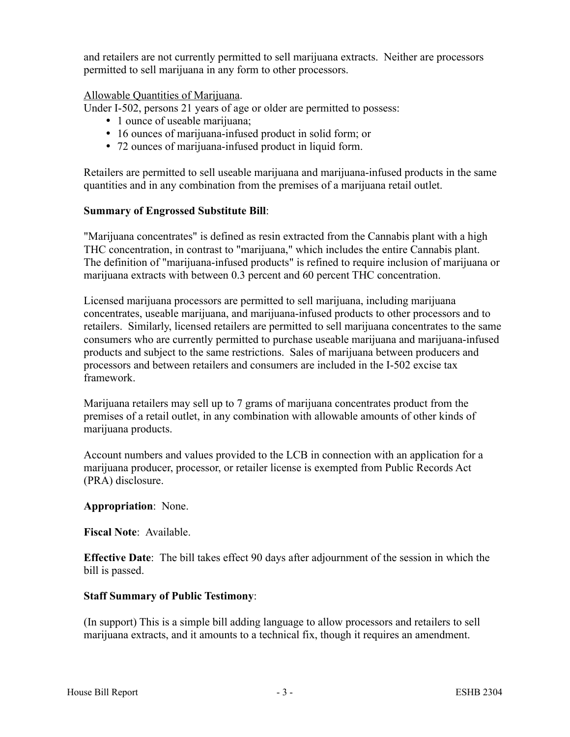and retailers are not currently permitted to sell marijuana extracts. Neither are processors permitted to sell marijuana in any form to other processors.

Allowable Quantities of Marijuana.

Under I-502, persons 21 years of age or older are permitted to possess:

- 1 ounce of useable marijuana;
- 16 ounces of marijuana-infused product in solid form; or
- 72 ounces of marijuana-infused product in liquid form.

Retailers are permitted to sell useable marijuana and marijuana-infused products in the same quantities and in any combination from the premises of a marijuana retail outlet.

**Summary of Engrossed Substitute Bill**:

"Marijuana concentrates" is defined as resin extracted from the Cannabis plant with a high THC concentration, in contrast to "marijuana," which includes the entire Cannabis plant. The definition of "marijuana-infused products" is refined to require inclusion of marijuana or marijuana extracts with between 0.3 percent and 60 percent THC concentration.

Licensed marijuana processors are permitted to sell marijuana, including marijuana concentrates, useable marijuana, and marijuana-infused products to other processors and to retailers. Similarly, licensed retailers are permitted to sell marijuana concentrates to the same consumers who are currently permitted to purchase useable marijuana and marijuana-infused products and subject to the same restrictions. Sales of marijuana between producers and processors and between retailers and consumers are included in the I-502 excise tax framework.

Marijuana retailers may sell up to 7 grams of marijuana concentrates product from the premises of a retail outlet, in any combination with allowable amounts of other kinds of marijuana products.

Account numbers and values provided to the LCB in connection with an application for a marijuana producer, processor, or retailer license is exempted from Public Records Act (PRA) disclosure.

**Appropriation**: None.

**Fiscal Note**: Available.

**Effective Date**: The bill takes effect 90 days after adjournment of the session in which the bill is passed.

**Staff Summary of Public Testimony**:

(In support) This is a simple bill adding language to allow processors and retailers to sell marijuana extracts, and it amounts to a technical fix, though it requires an amendment.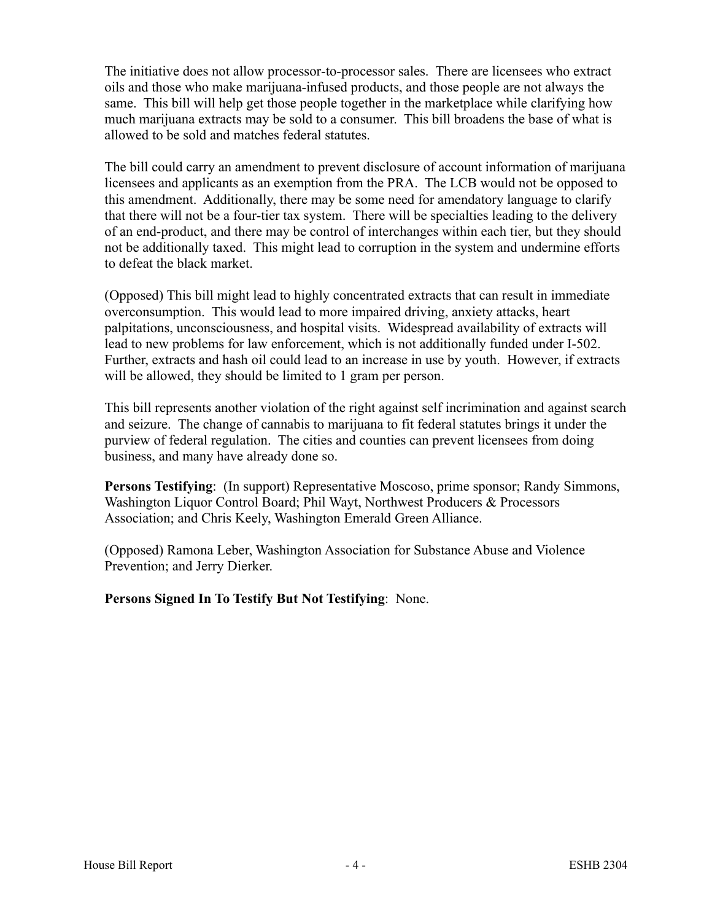The initiative does not allow processor-to-processor sales. There are licensees who extract oils and those who make marijuana-infused products, and those people are not always the same. This bill will help get those people together in the marketplace while clarifying how much marijuana extracts may be sold to a consumer. This bill broadens the base of what is allowed to be sold and matches federal statutes.

The bill could carry an amendment to prevent disclosure of account information of marijuana licensees and applicants as an exemption from the PRA. The LCB would not be opposed to this amendment. Additionally, there may be some need for amendatory language to clarify that there will not be a four-tier tax system. There will be specialties leading to the delivery of an end-product, and there may be control of interchanges within each tier, but they should not be additionally taxed. This might lead to corruption in the system and undermine efforts to defeat the black market.

(Opposed) This bill might lead to highly concentrated extracts that can result in immediate overconsumption. This would lead to more impaired driving, anxiety attacks, heart palpitations, unconsciousness, and hospital visits. Widespread availability of extracts will lead to new problems for law enforcement, which is not additionally funded under I-502. Further, extracts and hash oil could lead to an increase in use by youth. However, if extracts will be allowed, they should be limited to 1 gram per person.

This bill represents another violation of the right against self incrimination and against search and seizure. The change of cannabis to marijuana to fit federal statutes brings it under the purview of federal regulation. The cities and counties can prevent licensees from doing business, and many have already done so.

**Persons Testifying**: (In support) Representative Moscoso, prime sponsor; Randy Simmons, Washington Liquor Control Board; Phil Wayt, Northwest Producers & Processors Association; and Chris Keely, Washington Emerald Green Alliance.

(Opposed) Ramona Leber, Washington Association for Substance Abuse and Violence Prevention; and Jerry Dierker.

**Persons Signed In To Testify But Not Testifying**: None.